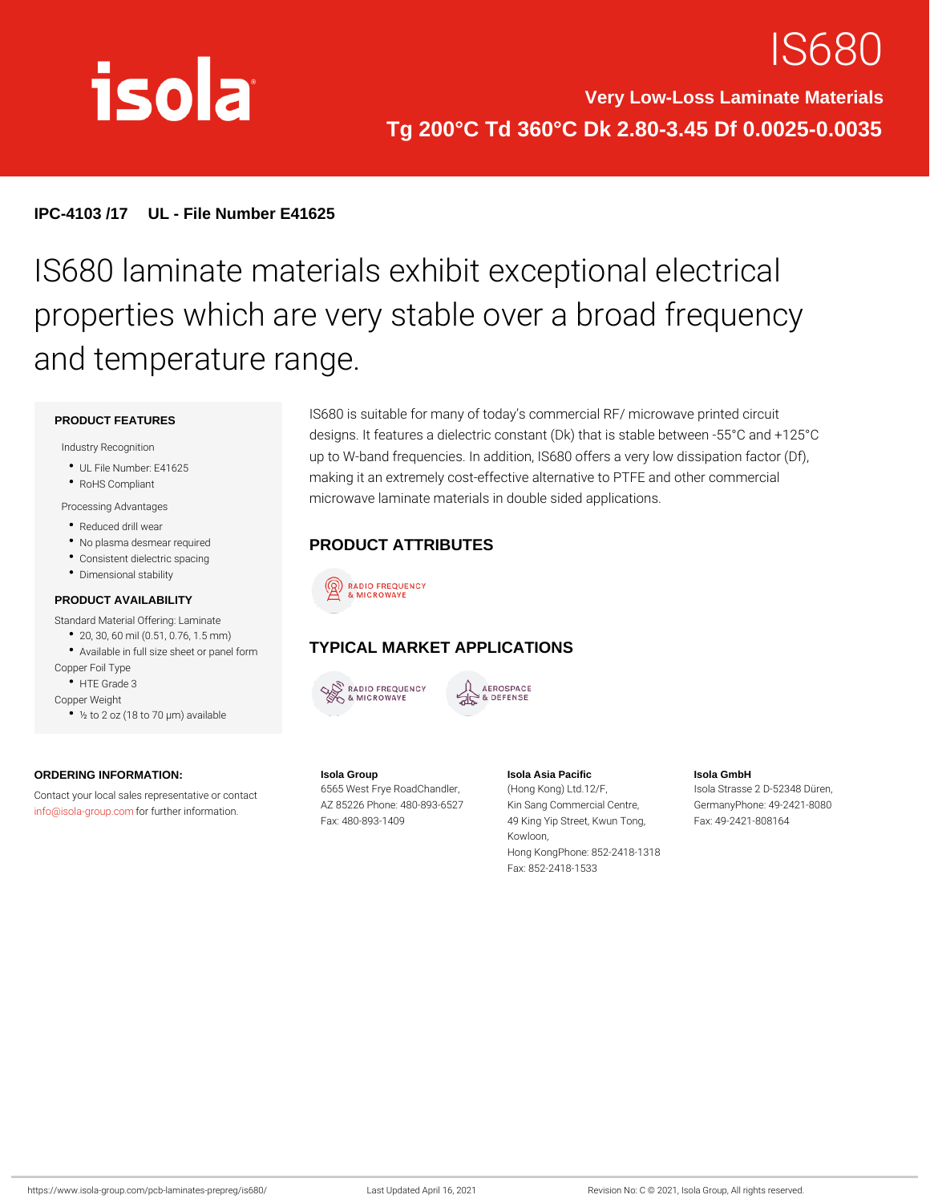isola

# IS680

**Very Low-Loss Laminate Materials**

**Tg 200°C Td 360°C Dk 2.80-3.45 Df 0.0025-0.0035**

**IPC-4103 /17 UL - File Number E41625**

## IS680 laminate materials exhibit exceptional electrical properties which are very stable over a broad frequency and temperature range.

IS680 is suitable for many of today's commercial RF/ microwave printed circuit designs. It features a dielectric constant (Dk) that is stable between -55°C and +125°C up to W-band frequencies. In addition, IS680 offers a very low dissipation factor (Df), making it an extremely cost-effective alternative to PTFE and other commercial microwave laminate materials in double sided applications.

### PRODUCT FEATURES

Industry Recognition

- UL File Number: E41625
- RoHS Compliant

Processing Advantages

- Reduced drill wear
- No plasma desmear required
- Consistent dielectric spacing
- Dimensional stability

### PRODUCT AVAILABILITY

Standard Material Offering: Laminate

- 20, 30, 60 mil (0.51, 0.76, 1.5 mm)
- Available in full size sheet or panel form

Copper Foil Type

- HTE Grade 3

Copper Weight

- ½ to 2 oz (18 to 70 µm) available

### PRODUCT ATTRIBUTES

RADIO FREQUENCY & MICROWAVE

### TYPICAL MARKET APPLICATIONS

RADIO FREQUENCY & MICROWAVE

AEROSPACE & DEFENSE

### ORDERING INFORMATION:

Contact your local sales representative or contact info@isola-group.com for further information.

**Isola Group**
6565 West Frye RoadChandler, AZ 85226 Phone: 480-893-6527
Fax: 480-893-1409

**Isola Asia Pacific**
(Hong Kong) Ltd.12/F, Kin Sang Commercial Centre, 49 King Yip Street, Kwun Tong, Kowloon, Hong KongPhone: 852-2418-1318
Fax: 852-2418-1533

**Isola GmbH**
Isola Strasse 2 D-52348 Düren, GermanyPhone: 49-2421-8080
Fax: 49-2421-808164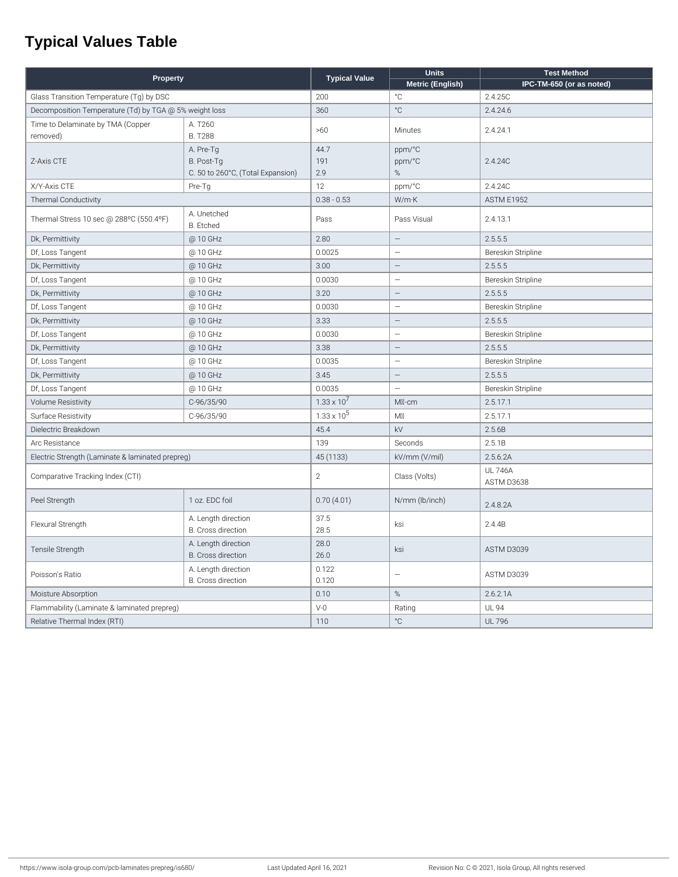# Typical Values Table

| Property | | Typical Value | Units | Test Method |
|---|---|---|---|---|
| | | | Metric (English) | IPC-TM-650 (or as noted) |
| Glass Transition Temperature (Tg) by DSC | | 200 | °C | 2.4.25C |
| Decomposition Temperature (Td) by TGA @ 5% weight loss | | 360 | °C | 2.4.24.6 |
| Time to Delaminate by TMA (Copper removed) | A. T260<br>B. T288 | >60 | Minutes | 2.4.24.1 |
| Z-Axis CTE | A. Pre-Tg<br>B. Post-Tg<br>C. 50 to 260°C, (Total Expansion) | 44.7<br>191<br>2.9 | ppm/°C<br>ppm/°C<br>% | 2.4.24C |
| X/Y-Axis CTE | Pre-Tg | 12 | ppm/°C | 2.4.24C |
| Thermal Conductivity | | 0.38 - 0.53 | W/m·K | ASTM E1952 |
| Thermal Stress 10 sec @ 288ºC (550.4ºF) | A. Unetched<br>B. Etched | Pass | Pass Visual | 2.4.13.1 |
| Dk, Permittivity | @ 10 GHz | 2.80 | — | 2.5.5.5 |
| Df, Loss Tangent | @ 10 GHz | 0.0025 | — | Bereskin Stripline |
| Dk, Permittivity | @ 10 GHz | 3.00 | — | 2.5.5.5 |
| Df, Loss Tangent | @ 10 GHz | 0.0030 | — | Bereskin Stripline |
| Dk, Permittivity | @ 10 GHz | 3.20 | — | 2.5.5.5 |
| Df, Loss Tangent | @ 10 GHz | 0.0030 | — | Bereskin Stripline |
| Dk, Permittivity | @ 10 GHz | 3.33 | — | 2.5.5.5 |
| Df, Loss Tangent | @ 10 GHz | 0.0030 | — | Bereskin Stripline |
| Dk, Permittivity | @ 10 GHz | 3.38 | — | 2.5.5.5 |
| Df, Loss Tangent | @ 10 GHz | 0.0035 | — | Bereskin Stripline |
| Dk, Permittivity | @ 10 GHz | 3.45 | — | 2.5.5.5 |
| Df, Loss Tangent | @ 10 GHz | 0.0035 | — | Bereskin Stripline |
| Volume Resistivity | C-96/35/90 | $1.33 \times 10^{7}$ | MΩ-cm | 2.5.17.1 |
| Surface Resistivity | C-96/35/90 | $1.33 \times 10^{5}$ | MΩ | 2.5.17.1 |
| Dielectric Breakdown | | 45.4 | kV | 2.5.6B |
| Arc Resistance | | 139 | Seconds | 2.5.1B |
| Electric Strength (Laminate & laminated prepreg) | | 45 (1133) | kV/mm (V/mil) | 2.5.6.2A |
| Comparative Tracking Index (CTI) | | 2 | Class (Volts) | UL 746A<br>ASTM D3638 |
| Peel Strength | 1 oz. EDC foil | 0.70 (4.01) | N/mm (lb/inch) | 2.4.8.2A |
| Flexural Strength | A. Length direction<br>B. Cross direction | 37.5<br>28.5 | ksi | 2.4.4B |
| Tensile Strength | A. Length direction<br>B. Cross direction | 28.0<br>26.0 | ksi | ASTM D3039 |
| Poisson's Ratio | A. Length direction<br>B. Cross direction | 0.122<br>0.120 | — | ASTM D3039 |
| Moisture Absorption | | 0.10 | % | 2.6.2.1A |
| Flammability (Laminate & laminated prepreg) | | V-0 | Rating | UL 94 |
| Relative Thermal Index (RTI) | | 110 | °C | UL 796 |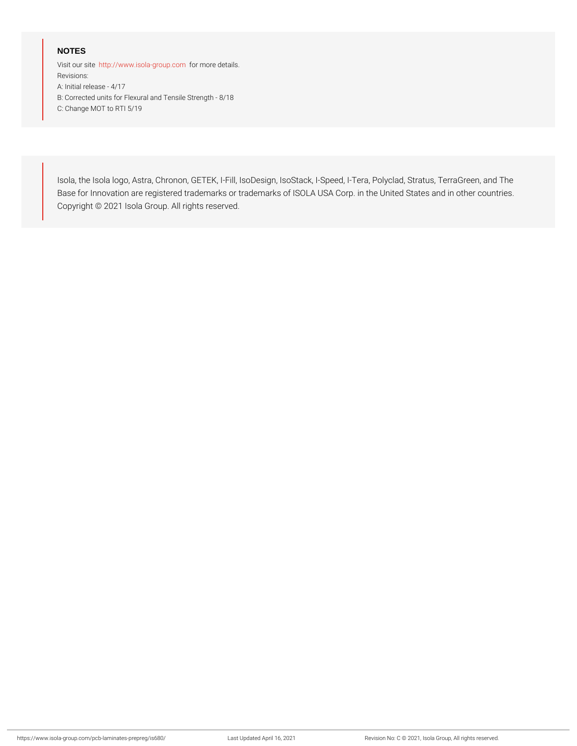### NOTES

Visit our site http://www.isola-group.com for more details.

Revisions:

A: Initial release - 4/17

B: Corrected units for Flexural and Tensile Strength - 8/18

C: Change MOT to RTI 5/19

Isola, the Isola logo, Astra, Chronon, GETEK, I-Fill, IsoDesign, IsoStack, I-Speed, I-Tera, Polyclad, Stratus, TerraGreen, and The Base for Innovation are registered trademarks or trademarks of ISOLA USA Corp. in the United States and in other countries. Copyright © 2021 Isola Group. All rights reserved.